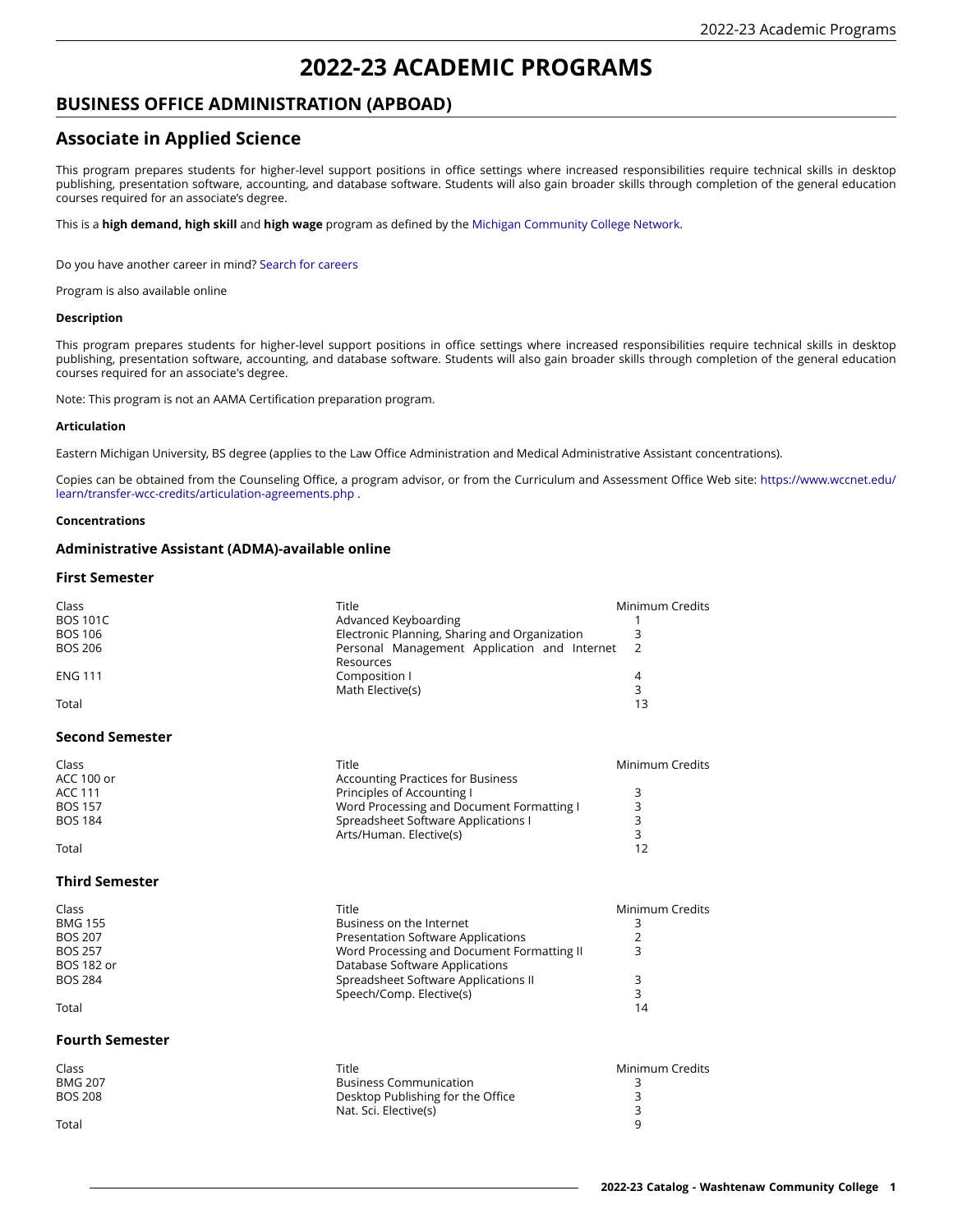# 2022-23 ACADEMIC PROGRAMS

## BUSINESS OFFICE ADMINISTRATION (APBOAD)

## Associate in Applied Science

This program prepares students for higher-level support positions in office settings where increased responsibilities require technical skills in desktop publishing, presentation software, accounting, and database software. Students will also gain broader skills through completion of the general education courses required for an associate's degree.

This is a **high demand, high skill** and **high wage** program as defined by the Michigan Community College Network.

Do you have another career in mind? Search for careers

Program is also available online

#### Description

This program prepares students for higher-level support positions in office settings where increased responsibilities require technical skills in desktop publishing, presentation software, accounting, and database software. Students will also gain broader skills through completion of the general education courses required for an associate's degree.

Note: This program is not an AAMA Certification preparation program.

#### Articulation

Eastern Michigan University, BS degree (applies to the Law Office Administration and Medical Administrative Assistant concentrations).

Copies can be obtained from the Counseling Office, a program advisor, or from the Curriculum and Assessment Office Web site: https://www.wccnet.edu/learn/transfer-wcc-credits/articulation-agreements.php .

#### Concentrations

### Administrative Assistant (ADMA)-available online

### First Semester

| Class | Title | Minimum Credits |
|---|---|---|
| BOS 101C | Advanced Keyboarding | 1 |
| BOS 106 | Electronic Planning, Sharing and Organization | 3 |
| BOS 206 | Personal Management Application and Internet Resources | 2 |
| ENG 111 | Composition I | 4 |
| | Math Elective(s) | 3 |
| Total | | 13 |

### Second Semester

| Class | Title | Minimum Credits |
|---|---|---|
| ACC 100 or | Accounting Practices for Business | |
| ACC 111 | Principles of Accounting I | 3 |
| BOS 157 | Word Processing and Document Formatting I | 3 |
| BOS 184 | Spreadsheet Software Applications I | 3 |
| | Arts/Human. Elective(s) | 3 |
| Total | | 12 |

### Third Semester

| Class | Title | Minimum Credits |
|---|---|---|
| BMG 155 | Business on the Internet | 3 |
| BOS 207 | Presentation Software Applications | 2 |
| BOS 257 | Word Processing and Document Formatting II | 3 |
| BOS 182 or | Database Software Applications | |
| BOS 284 | Spreadsheet Software Applications II | 3 |
| | Speech/Comp. Elective(s) | 3 |
| Total | | 14 |

### Fourth Semester

| Class | Title | Minimum Credits |
|---|---|---|
| BMG 207 | Business Communication | 3 |
| BOS 208 | Desktop Publishing for the Office | 3 |
| | Nat. Sci. Elective(s) | 3 |
| Total | | 9 |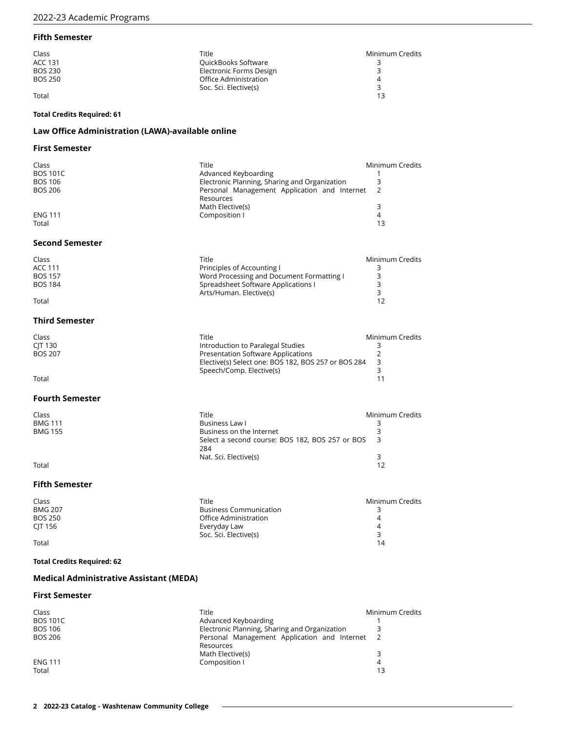### Fifth Semester

| Class | Title | Minimum Credits |
|---|---|---|
| ACC 131 | QuickBooks Software | 3 |
| BOS 230 | Electronic Forms Design | 3 |
| BOS 250 | Office Administration | 4 |
| | Soc. Sci. Elective(s) | 3 |
| Total | | 13 |

**Total Credits Required: 61**

## Law Office Administration (LAWA)-available online

### First Semester

| Class | Title | Minimum Credits |
|---|---|---|
| BOS 101C | Advanced Keyboarding | 1 |
| BOS 106 | Electronic Planning, Sharing and Organization | 3 |
| BOS 206 | Personal Management Application and Internet Resources | 2 |
| | Math Elective(s) | 3 |
| ENG 111 | Composition I | 4 |
| Total | | 13 |

### Second Semester

| Class | Title | Minimum Credits |
|---|---|---|
| ACC 111 | Principles of Accounting I | 3 |
| BOS 157 | Word Processing and Document Formatting I | 3 |
| BOS 184 | Spreadsheet Software Applications I | 3 |
| | Arts/Human. Elective(s) | 3 |
| Total | | 12 |

### Third Semester

| Class | Title | Minimum Credits |
|---|---|---|
| CJT 130 | Introduction to Paralegal Studies | 3 |
| BOS 207 | Presentation Software Applications | 2 |
| | Elective(s) Select one: BOS 182, BOS 257 or BOS 284 | 3 |
| | Speech/Comp. Elective(s) | 3 |
| Total | | 11 |

### Fourth Semester

| Class | Title | Minimum Credits |
|---|---|---|
| BMG 111 | Business Law I | 3 |
| BMG 155 | Business on the Internet | 3 |
| | Select a second course: BOS 182, BOS 257 or BOS 284 | 3 |
| | Nat. Sci. Elective(s) | 3 |
| Total | | 12 |

### Fifth Semester

| Class | Title | Minimum Credits |
|---|---|---|
| BMG 207 | Business Communication | 3 |
| BOS 250 | Office Administration | 4 |
| CJT 156 | Everyday Law | 4 |
| | Soc. Sci. Elective(s) | 3 |
| Total | | 14 |

**Total Credits Required: 62**

## Medical Administrative Assistant (MEDA)

### First Semester

| Class | Title | Minimum Credits |
|---|---|---|
| BOS 101C | Advanced Keyboarding | 1 |
| BOS 106 | Electronic Planning, Sharing and Organization | 3 |
| BOS 206 | Personal Management Application and Internet Resources | 2 |
| | Math Elective(s) | 3 |
| ENG 111 | Composition I | 4 |
| Total | | 13 |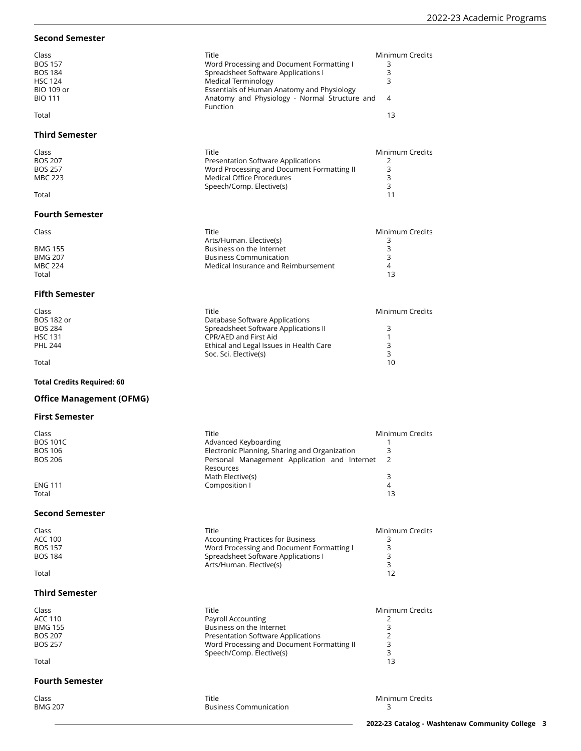### Second Semester

| Class | Title | Minimum Credits |
| --- | --- | --- |
| BOS 157 | Word Processing and Document Formatting I | 3 |
| BOS 184 | Spreadsheet Software Applications I | 3 |
| HSC 124 | Medical Terminology | 3 |
| BIO 109 or | Essentials of Human Anatomy and Physiology | |
| BIO 111 | Anatomy and Physiology - Normal Structure and Function | 4 |
| Total | | 13 |

### Third Semester

| Class | Title | Minimum Credits |
| --- | --- | --- |
| BOS 207 | Presentation Software Applications | 2 |
| BOS 257 | Word Processing and Document Formatting II | 3 |
| MBC 223 | Medical Office Procedures | 3 |
| | Speech/Comp. Elective(s) | 3 |
| Total | | 11 |

### Fourth Semester

| Class | Title | Minimum Credits |
| --- | --- | --- |
| | Arts/Human. Elective(s) | 3 |
| BMG 155 | Business on the Internet | 3 |
| BMG 207 | Business Communication | 3 |
| MBC 224 | Medical Insurance and Reimbursement | 4 |
| Total | | 13 |

### Fifth Semester

| Class | Title | Minimum Credits |
| --- | --- | --- |
| BOS 182 or | Database Software Applications | |
| BOS 284 | Spreadsheet Software Applications II | 3 |
| HSC 131 | CPR/AED and First Aid | 1 |
| PHL 244 | Ethical and Legal Issues in Health Care | 3 |
| | Soc. Sci. Elective(s) | 3 |
| Total | | 10 |

**Total Credits Required: 60**

## Office Management (OFMG)

### First Semester

| Class | Title | Minimum Credits |
| --- | --- | --- |
| BOS 101C | Advanced Keyboarding | 1 |
| BOS 106 | Electronic Planning, Sharing and Organization | 3 |
| BOS 206 | Personal Management Application and Internet Resources | 2 |
| | Math Elective(s) | 3 |
| ENG 111 | Composition I | 4 |
| Total | | 13 |

### Second Semester

| Class | Title | Minimum Credits |
| --- | --- | --- |
| ACC 100 | Accounting Practices for Business | 3 |
| BOS 157 | Word Processing and Document Formatting I | 3 |
| BOS 184 | Spreadsheet Software Applications I | 3 |
| | Arts/Human. Elective(s) | 3 |
| Total | | 12 |

### Third Semester

| Class | Title | Minimum Credits |
| --- | --- | --- |
| ACC 110 | Payroll Accounting | 2 |
| BMG 155 | Business on the Internet | 3 |
| BOS 207 | Presentation Software Applications | 2 |
| BOS 257 | Word Processing and Document Formatting II | 3 |
| | Speech/Comp. Elective(s) | 3 |
| Total | | 13 |

### Fourth Semester

| Class | Title | Minimum Credits |
| --- | --- | --- |
| BMG 207 | Business Communication | 3 |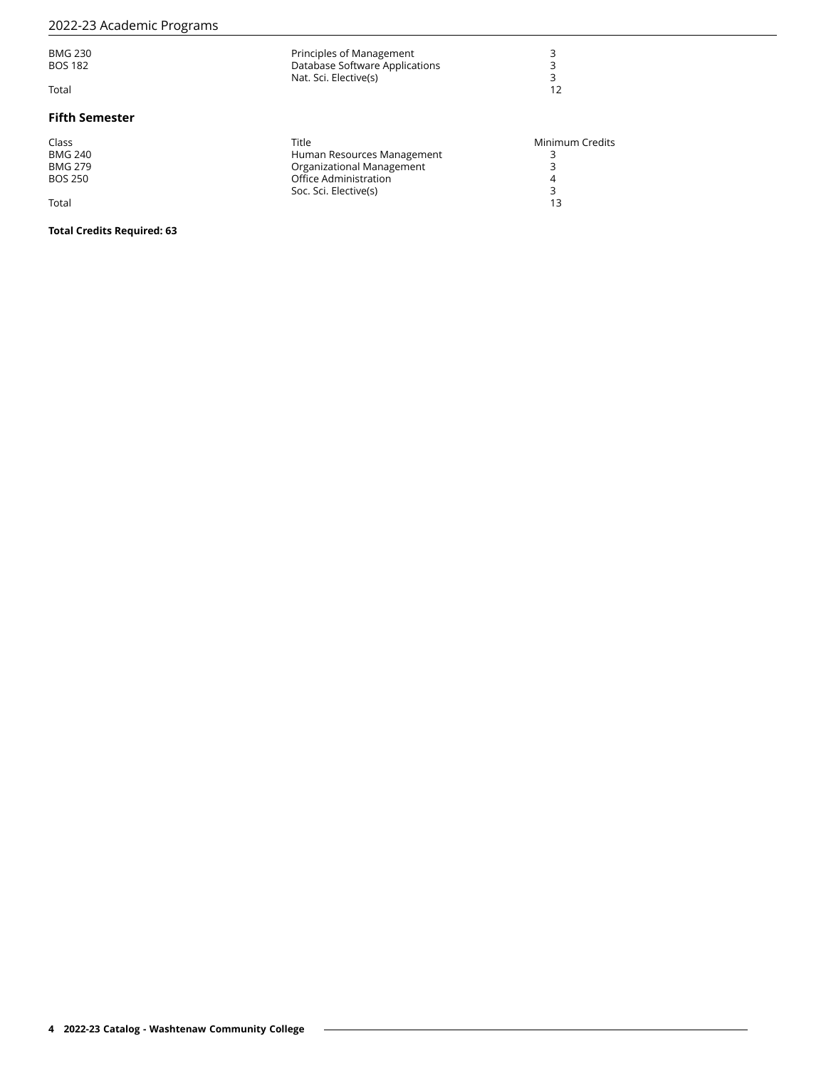| | | |
|---|---|---|
| BMG 230 | Principles of Management | 3 |
| BOS 182 | Database Software Applications | 3 |
| | Nat. Sci. Elective(s) | 3 |
| Total | | 12 |

### Fifth Semester

| Class | Title | Minimum Credits |
|---|---|---|
| BMG 240 | Human Resources Management | 3 |
| BMG 279 | Organizational Management | 3 |
| BOS 250 | Office Administration | 4 |
| | Soc. Sci. Elective(s) | 3 |
| Total | | 13 |

**Total Credits Required: 63**